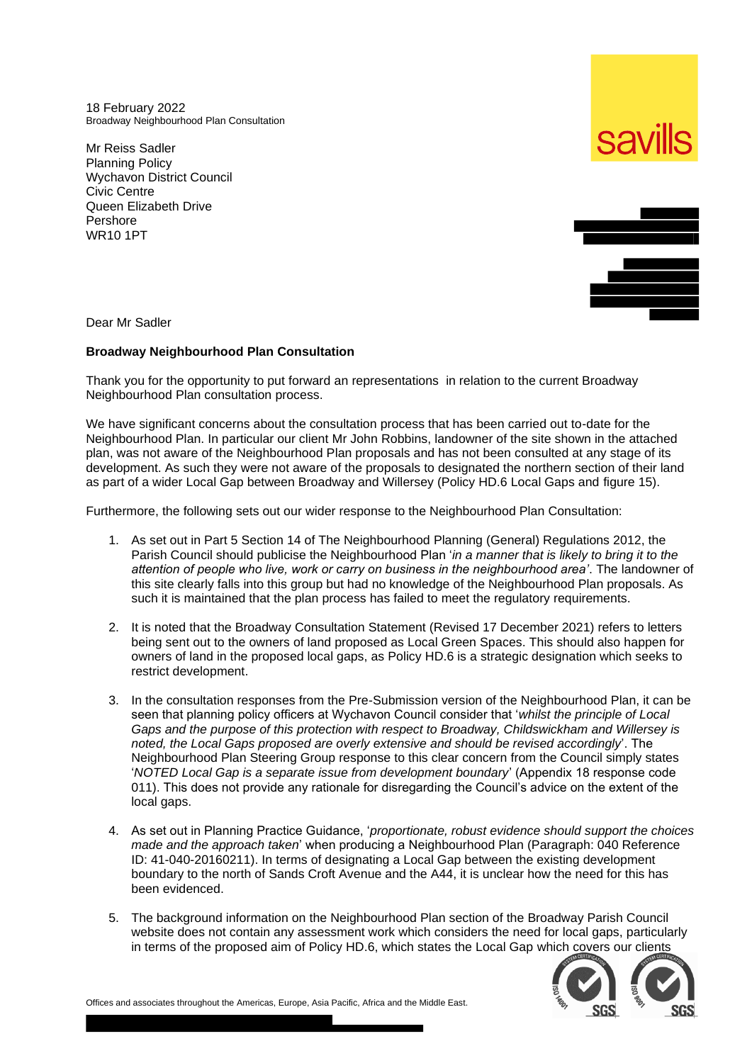18 February 2022
Broadway Neighbourhood Plan Consultation

Mr Reiss Sadler
Planning Policy
Wychavon District Council
Civic Centre
Queen Elizabeth Drive
Pershore
WR10 1PT

Dear Mr Sadler

**Broadway Neighbourhood Plan Consultation**

Thank you for the opportunity to put forward an representations in relation to the current Broadway Neighbourhood Plan consultation process.

We have significant concerns about the consultation process that has been carried out to-date for the Neighbourhood Plan. In particular our client Mr John Robbins, landowner of the site shown in the attached plan, was not aware of the Neighbourhood Plan proposals and has not been consulted at any stage of its development. As such they were not aware of the proposals to designated the northern section of their land as part of a wider Local Gap between Broadway and Willersey (Policy HD.6 Local Gaps and figure 15).

Furthermore, the following sets out our wider response to the Neighbourhood Plan Consultation:

1. As set out in Part 5 Section 14 of The Neighbourhood Planning (General) Regulations 2012, the Parish Council should publicise the Neighbourhood Plan '*in a manner that is likely to bring it to the attention of people who live, work or carry on business in the neighbourhood area'*. The landowner of this site clearly falls into this group but had no knowledge of the Neighbourhood Plan proposals. As such it is maintained that the plan process has failed to meet the regulatory requirements.

2. It is noted that the Broadway Consultation Statement (Revised 17 December 2021) refers to letters being sent out to the owners of land proposed as Local Green Spaces. This should also happen for owners of land in the proposed local gaps, as Policy HD.6 is a strategic designation which seeks to restrict development.

3. In the consultation responses from the Pre-Submission version of the Neighbourhood Plan, it can be seen that planning policy officers at Wychavon Council consider that '*whilst the principle of Local Gaps and the purpose of this protection with respect to Broadway, Childswickham and Willersey is noted, the Local Gaps proposed are overly extensive and should be revised accordingly*'. The Neighbourhood Plan Steering Group response to this clear concern from the Council simply states '*NOTED Local Gap is a separate issue from development boundary*' (Appendix 18 response code 011). This does not provide any rationale for disregarding the Council's advice on the extent of the local gaps.

4. As set out in Planning Practice Guidance, '*proportionate, robust evidence should support the choices made and the approach taken*' when producing a Neighbourhood Plan (Paragraph: 040 Reference ID: 41-040-20160211). In terms of designating a Local Gap between the existing development boundary to the north of Sands Croft Avenue and the A44, it is unclear how the need for this has been evidenced.

5. The background information on the Neighbourhood Plan section of the Broadway Parish Council website does not contain any assessment work which considers the need for local gaps, particularly in terms of the proposed aim of Policy HD.6, which states the Local Gap which covers our clients

Offices and associates throughout the Americas, Europe, Asia Pacific, Africa and the Middle East.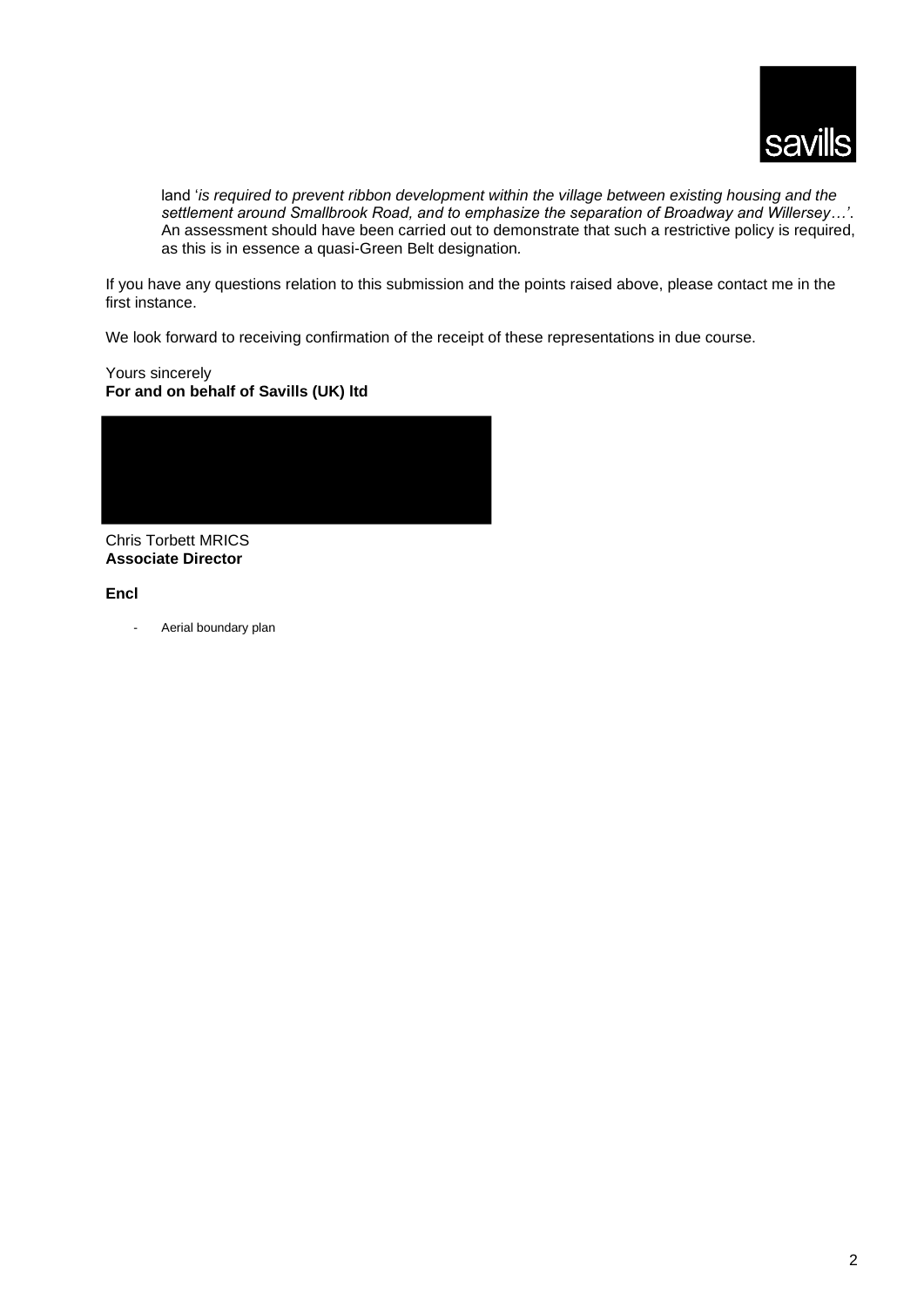land '*is required to prevent ribbon development within the village between existing housing and the settlement around Smallbrook Road, and to emphasize the separation of Broadway and Willersey…*'. An assessment should have been carried out to demonstrate that such a restrictive policy is required, as this is in essence a quasi-Green Belt designation.

If you have any questions relation to this submission and the points raised above, please contact me in the first instance.

We look forward to receiving confirmation of the receipt of these representations in due course.

Yours sincerely
**For and on behalf of Savills (UK) ltd**

Chris Torbett MRICS
**Associate Director**

**Encl**

- Aerial boundary plan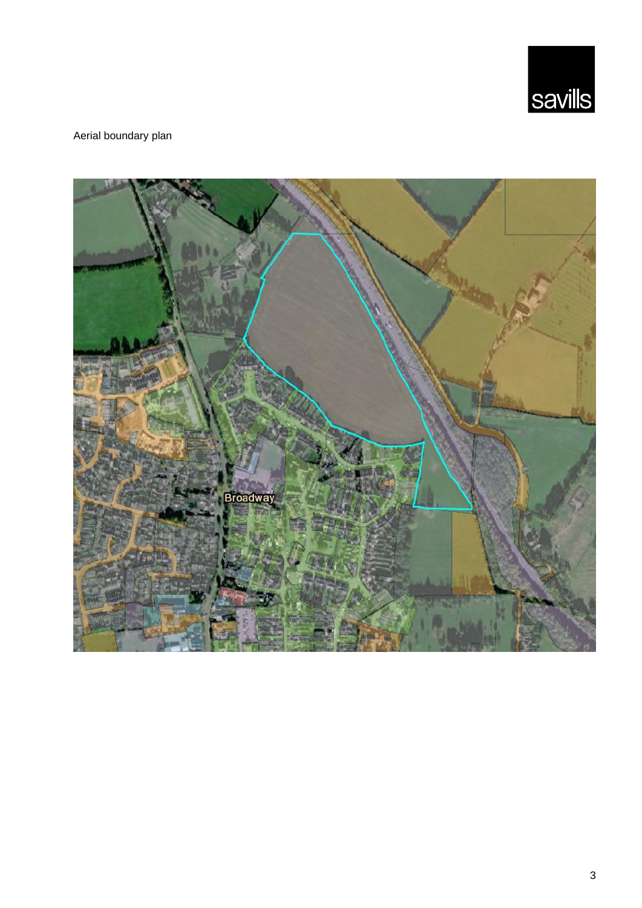Aerial boundary plan

Broadway